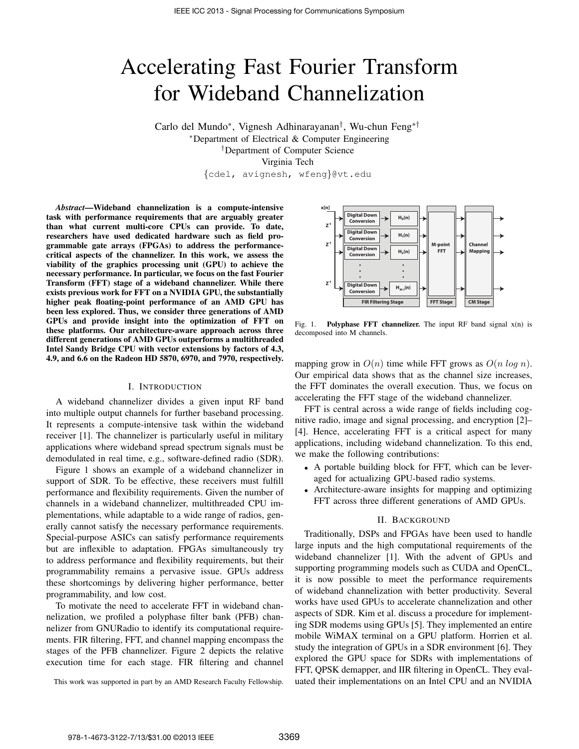# Accelerating Fast Fourier Transform for Wideband Channelization

Carlo del Mundo*, Vignesh Adhinarayanan†, Wu-chun Feng*†

*Department of Electrical & Computer Engineering
†Department of Computer Science
Virginia Tech
{cdel, avignesh, wfeng}@vt.edu

***Abstract*—Wideband channelization is a compute-intensive task with performance requirements that are arguably greater than what current multi-core CPUs can provide. To date, researchers have used dedicated hardware such as field programmable gate arrays (FPGAs) to address the performance-critical aspects of the channelizer. In this work, we assess the viability of the graphics processing unit (GPU) to achieve the necessary performance. In particular, we focus on the fast Fourier Transform (FFT) stage of a wideband channelizer. While there exists previous work for FFT on a NVIDIA GPU, the substantially higher peak floating-point performance of an AMD GPU has been less explored. Thus, we consider three generations of AMD GPUs and provide insight into the optimization of FFT on these platforms. Our architecture-aware approach across three different generations of AMD GPUs outperforms a multithreaded Intel Sandy Bridge CPU with vector extensions by factors of 4.3, 4.9, and 6.6 on the Radeon HD 5870, 6970, and 7970, respectively.**

## I. Introduction

A wideband channelizer divides a given input RF band into multiple output channels for further baseband processing. It represents a compute-intensive task within the wideband receiver [1]. The channelizer is particularly useful in military applications where wideband spread spectrum signals must be demodulated in real time, e.g., software-defined radio (SDR).

Figure 1 shows an example of a wideband channelizer in support of SDR. To be effective, these receivers must fulfill performance and flexibility requirements. Given the number of channels in a wideband channelizer, multithreaded CPU implementations, while adaptable to a wide range of radios, generally cannot satisfy the necessary performance requirements. Special-purpose ASICs can satisfy performance requirements but are inflexible to adaptation. FPGAs simultaneously try to address performance and flexibility requirements, but their programmability remains a pervasive issue. GPUs address these shortcomings by delivering higher performance, better programmability, and low cost.

To motivate the need to accelerate FFT in wideband channelization, we profiled a polyphase filter bank (PFB) channelizer from GNURadio to identify its computational requirements. FIR filtering, FFT, and channel mapping encompass the stages of the PFB channelizer. Figure 2 depicts the relative execution time for each stage. FIR filtering and channel mapping grow in $O(n)$ time while FFT grows as $O(n \log n)$. Our empirical data shows that as the channel size increases, the FFT dominates the overall execution. Thus, we focus on accelerating the FFT stage of the wideband channelizer.

Fig. 1. **Polyphase FFT channelizer.** The input RF band signal x(n) is decomposed into M channels.

FFT is central across a wide range of fields including cognitive radio, image and signal processing, and encryption [2]–[4]. Hence, accelerating FFT is a critical aspect for many applications, including wideband channelization. To this end, we make the following contributions:

- A portable building block for FFT, which can be leveraged for actualizing GPU-based radio systems.
- Architecture-aware insights for mapping and optimizing FFT across three different generations of AMD GPUs.

## II. Background

Traditionally, DSPs and FPGAs have been used to handle large inputs and the high computational requirements of the wideband channelizer [1]. With the advent of GPUs and supporting programming models such as CUDA and OpenCL, it is now possible to meet the performance requirements of wideband channelization with better productivity. Several works have used GPUs to accelerate channelization and other aspects of SDR. Kim et al. discuss a procedure for implementing SDR modems using GPUs [5]. They implemented an entire mobile WiMAX terminal on a GPU platform. Horrien et al. study the integration of GPUs in a SDR environment [6]. They explored the GPU space for SDRs with implementations of FFT, QPSK demapper, and IIR filtering in OpenCL. They evaluated their implementations on an Intel CPU and an NVIDIA

This work was supported in part by an AMD Research Faculty Fellowship.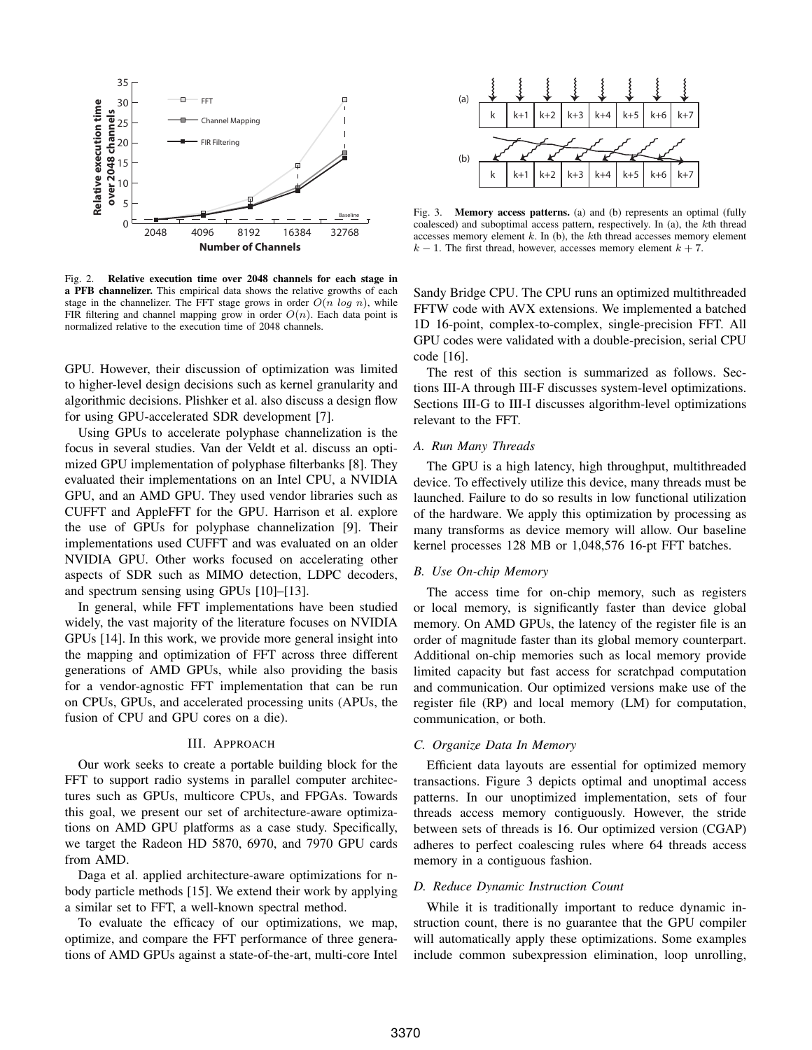Fig. 2. **Relative execution time over 2048 channels for each stage in a PFB channelizer.** This empirical data shows the relative growths of each stage in the channelizer. The FFT stage grows in order $O(n \log n)$, while FIR filtering and channel mapping grow in order $O(n)$. Each data point is normalized relative to the execution time of 2048 channels.

Fig. 3. **Memory access patterns.** (a) and (b) represents an optimal (fully coalesced) and suboptimal access pattern, respectively. In (a), the $k$th thread accesses memory element $k$. In (b), the $k$th thread accesses memory element $k-1$. The first thread, however, accesses memory element $k+7$.

GPU. However, their discussion of optimization was limited to higher-level design decisions such as kernel granularity and algorithmic decisions. Plishker et al. also discuss a design flow for using GPU-accelerated SDR development [7].

Using GPUs to accelerate polyphase channelization is the focus in several studies. Van der Veldt et al. discuss an optimized GPU implementation of polyphase filterbanks [8]. They evaluated their implementations on an Intel CPU, a NVIDIA GPU, and an AMD GPU. They used vendor libraries such as CUFFT and AppleFFT for the GPU. Harrison et al. explore the use of GPUs for polyphase channelization [9]. Their implementations used CUFFT and was evaluated on an older NVIDIA GPU. Other works focused on accelerating other aspects of SDR such as MIMO detection, LDPC decoders, and spectrum sensing using GPUs [10]–[13].

In general, while FFT implementations have been studied widely, the vast majority of the literature focuses on NVIDIA GPUs [14]. In this work, we provide more general insight into the mapping and optimization of FFT across three different generations of AMD GPUs, while also providing the basis for a vendor-agnostic FFT implementation that can be run on CPUs, GPUs, and accelerated processing units (APUs, the fusion of CPU and GPU cores on a die).

## III. Approach

Our work seeks to create a portable building block for the FFT to support radio systems in parallel computer architectures such as GPUs, multicore CPUs, and FPGAs. Towards this goal, we present our set of architecture-aware optimizations on AMD GPU platforms as a case study. Specifically, we target the Radeon HD 5870, 6970, and 7970 GPU cards from AMD.

Daga et al. applied architecture-aware optimizations for n-body particle methods [15]. We extend their work by applying a similar set to FFT, a well-known spectral method.

To evaluate the efficacy of our optimizations, we map, optimize, and compare the FFT performance of three generations of AMD GPUs against a state-of-the-art, multi-core Intel Sandy Bridge CPU. The CPU runs an optimized multithreaded FFTW code with AVX extensions. We implemented a batched 1D 16-point, complex-to-complex, single-precision FFT. All GPU codes were validated with a double-precision, serial CPU code [16].

The rest of this section is summarized as follows. Sections III-A through III-F discusses system-level optimizations. Sections III-G to III-I discusses algorithm-level optimizations relevant to the FFT.

### *A. Run Many Threads*

The GPU is a high latency, high throughput, multithreaded device. To effectively utilize this device, many threads must be launched. Failure to do so results in low functional utilization of the hardware. We apply this optimization by processing as many transforms as device memory will allow. Our baseline kernel processes 128 MB or 1,048,576 16-pt FFT batches.

### *B. Use On-chip Memory*

The access time for on-chip memory, such as registers or local memory, is significantly faster than device global memory. On AMD GPUs, the latency of the register file is an order of magnitude faster than its global memory counterpart. Additional on-chip memories such as local memory provide limited capacity but fast access for scratchpad computation and communication. Our optimized versions make use of the register file (RP) and local memory (LM) for computation, communication, or both.

### *C. Organize Data In Memory*

Efficient data layouts are essential for optimized memory transactions. Figure 3 depicts optimal and unoptimal access patterns. In our unoptimized implementation, sets of four threads access memory contiguously. However, the stride between sets of threads is 16. Our optimized version (CGAP) adheres to perfect coalescing rules where 64 threads access memory in a contiguous fashion.

### *D. Reduce Dynamic Instruction Count*

While it is traditionally important to reduce dynamic instruction count, there is no guarantee that the GPU compiler will automatically apply these optimizations. Some examples include common subexpression elimination, loop unrolling,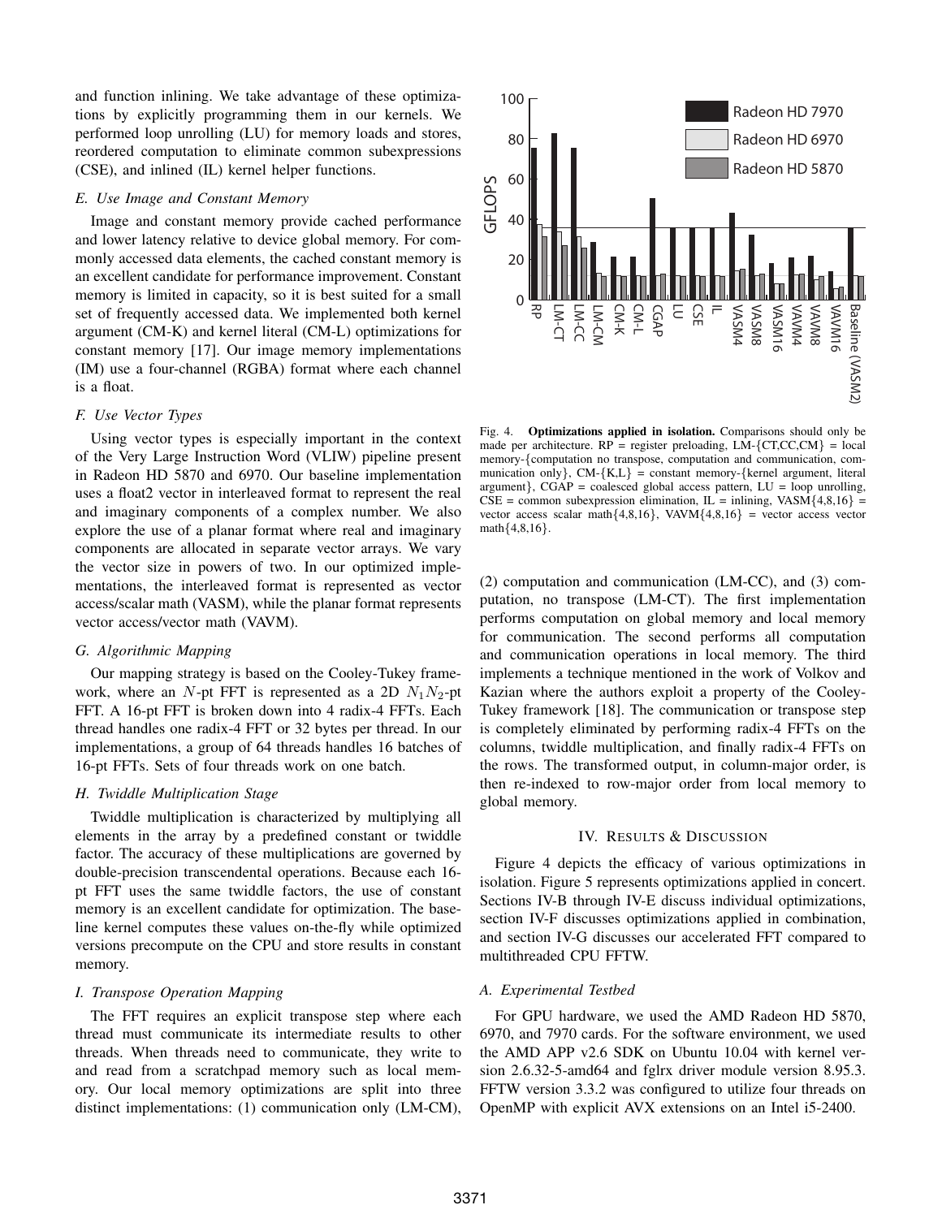and function inlining. We take advantage of these optimizations by explicitly programming them in our kernels. We performed loop unrolling (LU) for memory loads and stores, reordered computation to eliminate common subexpressions (CSE), and inlined (IL) kernel helper functions.

### E. Use Image and Constant Memory

Image and constant memory provide cached performance and lower latency relative to device global memory. For commonly accessed data elements, the cached constant memory is an excellent candidate for performance improvement. Constant memory is limited in capacity, so it is best suited for a small set of frequently accessed data. We implemented both kernel argument (CM-K) and kernel literal (CM-L) optimizations for constant memory [17]. Our image memory implementations (IM) use a four-channel (RGBA) format where each channel is a float.

### F. Use Vector Types

Using vector types is especially important in the context of the Very Large Instruction Word (VLIW) pipeline present in Radeon HD 5870 and 6970. Our baseline implementation uses a float2 vector in interleaved format to represent the real and imaginary components of a complex number. We also explore the use of a planar format where real and imaginary components are allocated in separate vector arrays. We vary the vector size in powers of two. In our optimized implementations, the interleaved format is represented as vector access/scalar math (VASM), while the planar format represents vector access/vector math (VAVM).

### G. Algorithmic Mapping

Our mapping strategy is based on the Cooley-Tukey framework, where an $N$-pt FFT is represented as a 2D $N_1N_2$-pt FFT. A 16-pt FFT is broken down into 4 radix-4 FFTs. Each thread handles one radix-4 FFT or 32 bytes per thread. In our implementations, a group of 64 threads handles 16 batches of 16-pt FFTs. Sets of four threads work on one batch.

### H. Twiddle Multiplication Stage

Twiddle multiplication is characterized by multiplying all elements in the array by a predefined constant or twiddle factor. The accuracy of these multiplications are governed by double-precision transcendental operations. Because each 16-pt FFT uses the same twiddle factors, the use of constant memory is an excellent candidate for optimization. The baseline kernel computes these values on-the-fly while optimized versions precompute on the CPU and store results in constant memory.

### I. Transpose Operation Mapping

The FFT requires an explicit transpose step where each thread must communicate its intermediate results to other threads. When threads need to communicate, they write to and read from a scratchpad memory such as local memory. Our local memory optimizations are split into three distinct implementations: (1) communication only (LM-CM), (2) computation and communication (LM-CC), and (3) computation, no transpose (LM-CT). The first implementation performs computation on global memory and local memory for communication. The second performs all computation and communication operations in local memory. The third implements a technique mentioned in the work of Volkov and Kazian where the authors exploit a property of the Cooley-Tukey framework [18]. The communication or transpose step is completely eliminated by performing radix-4 FFTs on the columns, twiddle multiplication, and finally radix-4 FFTs on the rows. The transformed output, in column-major order, is then re-indexed to row-major order from local memory to global memory.

Fig. 4. **Optimizations applied in isolation.** Comparisons should only be made per architecture. RP = register preloading, LM-{CT,CC,CM} = local memory-{computation no transpose, computation and communication, communication only}, CM-{K,L} = constant memory-{kernel argument, literal argument}, CGAP = coalesced global access pattern, LU = loop unrolling, CSE = common subexpression elimination, IL = inlining, VASM{4,8,16} = vector access scalar math{4,8,16}, VAVM{4,8,16} = vector access vector math{4,8,16}.

## IV. Results & Discussion

Figure 4 depicts the efficacy of various optimizations in isolation. Figure 5 represents optimizations applied in concert. Sections IV-B through IV-E discuss individual optimizations, section IV-F discusses optimizations applied in combination, and section IV-G discusses our accelerated FFT compared to multithreaded CPU FFTW.

### A. Experimental Testbed

For GPU hardware, we used the AMD Radeon HD 5870, 6970, and 7970 cards. For the software environment, we used the AMD APP v2.6 SDK on Ubuntu 10.04 with kernel version 2.6.32-5-amd64 and fglrx driver module version 8.95.3. FFTW version 3.3.2 was configured to utilize four threads on OpenMP with explicit AVX extensions on an Intel i5-2400.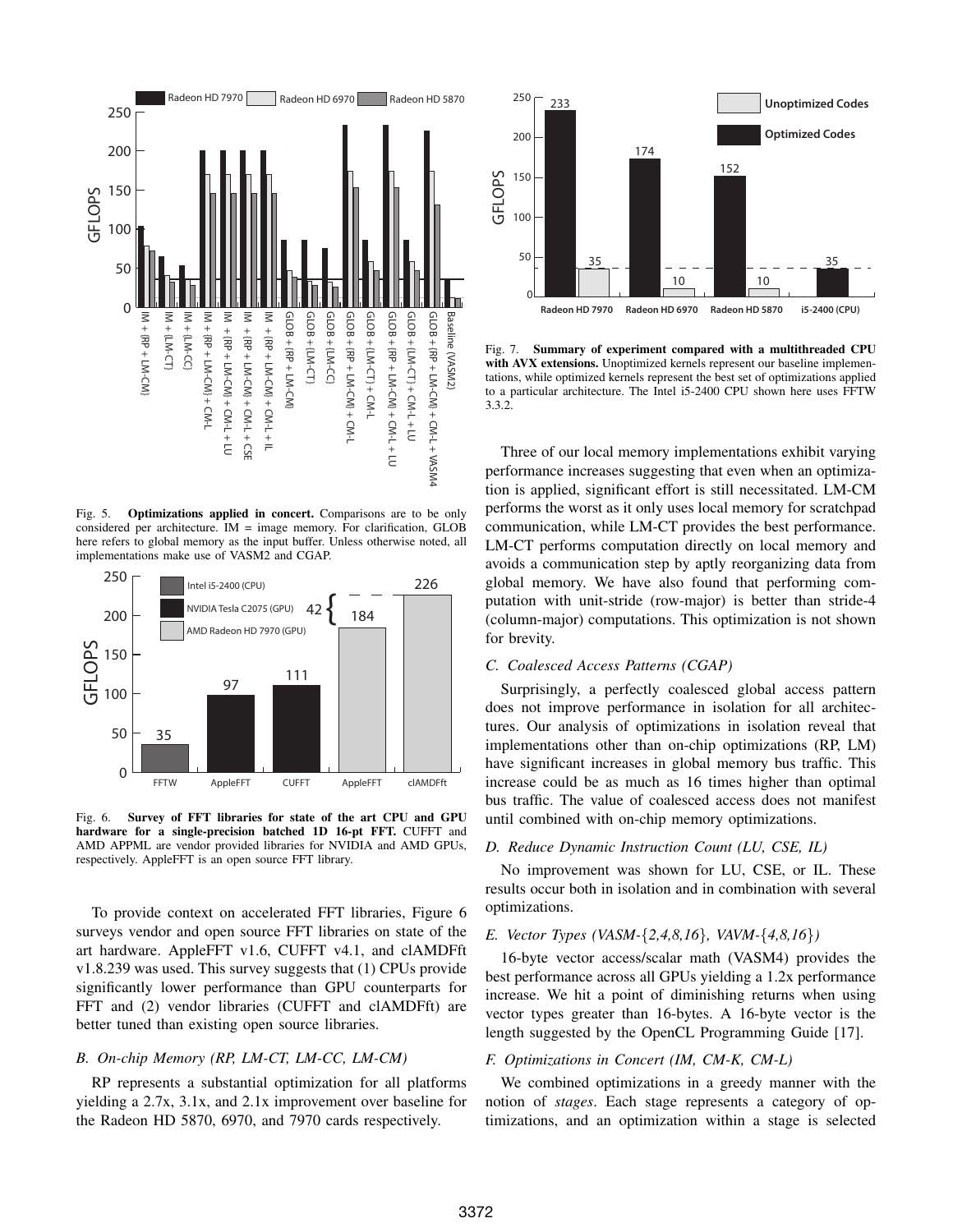Fig. 5. **Optimizations applied in concert.** Comparisons are to be only considered per architecture. IM = image memory. For clarification, GLOB here refers to global memory as the input buffer. Unless otherwise noted, all implementations make use of VASM2 and CGAP.

Fig. 6. **Survey of FFT libraries for state of the art CPU and GPU hardware for a single-precision batched 1D 16-pt FFT.** CUFFT and AMD APPML are vendor provided libraries for NVIDIA and AMD GPUs, respectively. AppleFFT is an open source FFT library.

To provide context on accelerated FFT libraries, Figure 6 surveys vendor and open source FFT libraries on state of the art hardware. AppleFFT v1.6, CUFFT v4.1, and clAMDFft v1.8.239 was used. This survey suggests that (1) CPUs provide significantly lower performance than GPU counterparts for FFT and (2) vendor libraries (CUFFT and clAMDFft) are better tuned than existing open source libraries.

### *B. On-chip Memory (RP, LM-CT, LM-CC, LM-CM)*

RP represents a substantial optimization for all platforms yielding a 2.7x, 3.1x, and 2.1x improvement over baseline for the Radeon HD 5870, 6970, and 7970 cards respectively.

Fig. 7. **Summary of experiment compared with a multithreaded CPU with AVX extensions.** Unoptimized kernels represent our baseline implementations, while optimized kernels represent the best set of optimizations applied to a particular architecture. The Intel i5-2400 CPU shown here uses FFTW 3.3.2.

Three of our local memory implementations exhibit varying performance increases suggesting that even when an optimization is applied, significant effort is still necessitated. LM-CM performs the worst as it only uses local memory for scratchpad communication, while LM-CT provides the best performance. LM-CT performs computation directly on local memory and avoids a communication step by aptly reorganizing data from global memory. We have also found that performing computation with unit-stride (row-major) is better than stride-4 (column-major) computations. This optimization is not shown for brevity.

### *C. Coalesced Access Patterns (CGAP)*

Surprisingly, a perfectly coalesced global access pattern does not improve performance in isolation for all architectures. Our analysis of optimizations in isolation reveal that implementations other than on-chip optimizations (RP, LM) have significant increases in global memory bus traffic. This increase could be as much as 16 times higher than optimal bus traffic. The value of coalesced access does not manifest until combined with on-chip memory optimizations.

### *D. Reduce Dynamic Instruction Count (LU, CSE, IL)*

No improvement was shown for LU, CSE, or IL. These results occur both in isolation and in combination with several optimizations.

### *E. Vector Types (VASM-{2,4,8,16}, VAVM-{4,8,16})*

16-byte vector access/scalar math (VASM4) provides the best performance across all GPUs yielding a 1.2x performance increase. We hit a point of diminishing returns when using vector types greater than 16-bytes. A 16-byte vector is the length suggested by the OpenCL Programming Guide [17].

### *F. Optimizations in Concert (IM, CM-K, CM-L)*

We combined optimizations in a greedy manner with the notion of *stages*. Each stage represents a category of optimizations, and an optimization within a stage is selected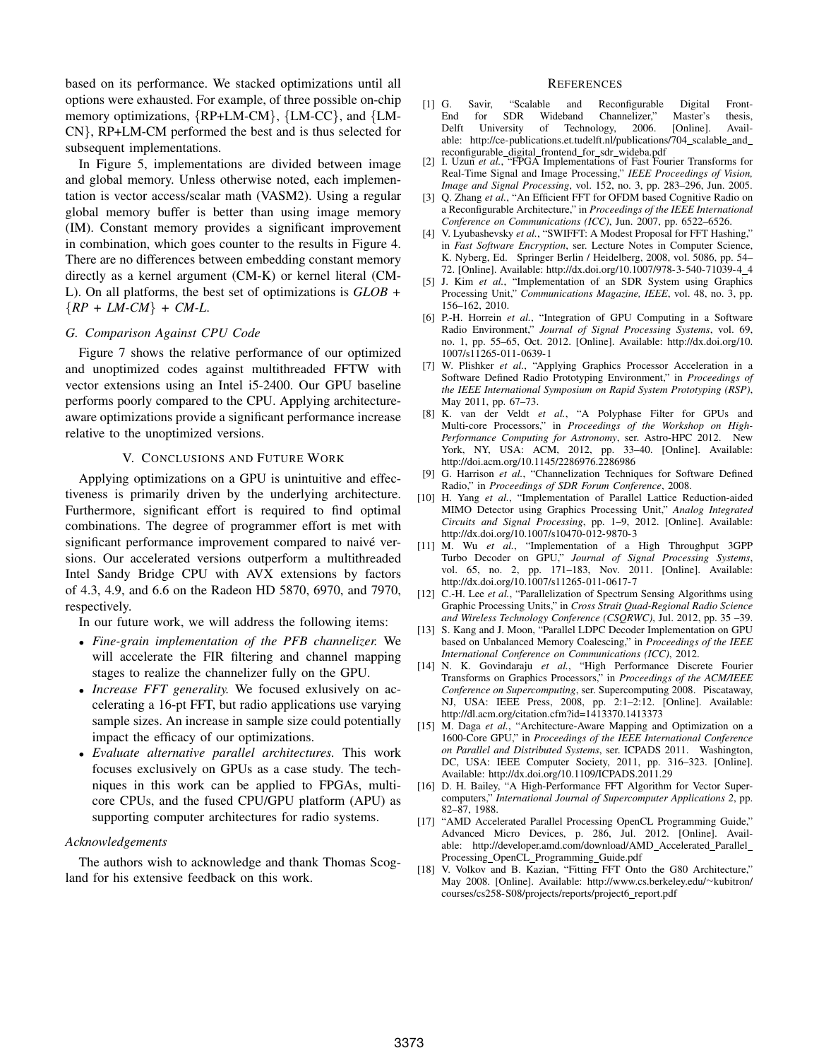based on its performance. We stacked optimizations until all options were exhausted. For example, of three possible on-chip memory optimizations, {RP+LM-CM}, {LM-CC}, and {LM-CN}, RP+LM-CM performed the best and is thus selected for subsequent implementations.

In Figure 5, implementations are divided between image and global memory. Unless otherwise noted, each implementation is vector access/scalar math (VASM2). Using a regular global memory buffer is better than using image memory (IM). Constant memory provides a significant improvement in combination, which goes counter to the results in Figure 4. There are no differences between embedding constant memory directly as a kernel argument (CM-K) or kernel literal (CM-L). On all platforms, the best set of optimizations is *GLOB + {RP + LM-CM} + CM-L*.

### G. Comparison Against CPU Code

Figure 7 shows the relative performance of our optimized and unoptimized codes against multithreaded FFTW with vector extensions using an Intel i5-2400. Our GPU baseline performs poorly compared to the CPU. Applying architecture-aware optimizations provide a significant performance increase relative to the unoptimized versions.

## V. Conclusions and Future Work

Applying optimizations on a GPU is unintuitive and effectiveness is primarily driven by the underlying architecture. Furthermore, significant effort is required to find optimal combinations. The degree of programmer effort is met with significant performance improvement compared to naivé versions. Our accelerated versions outperform a multithreaded Intel Sandy Bridge CPU with AVX extensions by factors of 4.3, 4.9, and 6.6 on the Radeon HD 5870, 6970, and 7970, respectively.

In our future work, we will address the following items:

- *Fine-grain implementation of the PFB channelizer.* We will accelerate the FIR filtering and channel mapping stages to realize the channelizer fully on the GPU.
- *Increase FFT generality.* We focused exlusively on accelerating a 16-pt FFT, but radio applications use varying sample sizes. An increase in sample size could potentially impact the efficacy of our optimizations.
- *Evaluate alternative parallel architectures.* This work focuses exclusively on GPUs as a case study. The techniques in this work can be applied to FPGAs, multi-core CPUs, and the fused CPU/GPU platform (APU) as supporting computer architectures for radio systems.

### Acknowledgements

The authors wish to acknowledge and thank Thomas Scogland for his extensive feedback on this work.

## References

[1] G. Savir, "Scalable and Reconfigurable Digital Front-End for SDR Wideband Channelizer," Master's thesis, Delft University of Technology, 2006. [Online]. Available: http://ce-publications.et.tudelft.nl/publications/704_scalable_and_reconfigurable_digital_frontend_for_sdr_wideba.pdf

[2] I. Uzun *et al.*, "FPGA Implementations of Fast Fourier Transforms for Real-Time Signal and Image Processing," *IEEE Proceedings of Vision, Image and Signal Processing*, vol. 152, no. 3, pp. 283–296, Jun. 2005.

[3] Q. Zhang *et al.*, "An Efficient FFT for OFDM based Cognitive Radio on a Reconfigurable Architecture," in *Proceedings of the IEEE International Conference on Communications (ICC)*, Jun. 2007, pp. 6522–6526.

[4] V. Lyubashevsky *et al.*, "SWIFFT: A Modest Proposal for FFT Hashing," in *Fast Software Encryption*, ser. Lecture Notes in Computer Science, K. Nyberg, Ed. Springer Berlin / Heidelberg, 2008, vol. 5086, pp. 54–72. [Online]. Available: http://dx.doi.org/10.1007/978-3-540-71039-4_4

[5] J. Kim *et al.*, "Implementation of an SDR System using Graphics Processing Unit," *Communications Magazine, IEEE*, vol. 48, no. 3, pp. 156–162, 2010.

[6] P.-H. Horrein *et al.*, "Integration of GPU Computing in a Software Radio Environment," *Journal of Signal Processing Systems*, vol. 69, no. 1, pp. 55–65, Oct. 2012. [Online]. Available: http://dx.doi.org/10.1007/s11265-011-0639-1

[7] W. Plishker *et al.*, "Applying Graphics Processor Acceleration in a Software Defined Radio Prototyping Environment," in *Proceedings of the IEEE International Symposium on Rapid System Prototyping (RSP)*, May 2011, pp. 67–73.

[8] K. van der Veldt *et al.*, "A Polyphase Filter for GPUs and Multi-core Processors," in *Proceedings of the Workshop on High-Performance Computing for Astronomy*, ser. Astro-HPC 2012. New York, NY, USA: ACM, 2012, pp. 33–40. [Online]. Available: http://doi.acm.org/10.1145/2286976.2286986

[9] G. Harrison *et al.*, "Channelization Techniques for Software Defined Radio," in *Proceedings of SDR Forum Conference*, 2008.

[10] H. Yang *et al.*, "Implementation of Parallel Lattice Reduction-aided MIMO Detector using Graphics Processing Unit," *Analog Integrated Circuits and Signal Processing*, pp. 1–9, 2012. [Online]. Available: http://dx.doi.org/10.1007/s10470-012-9870-3

[11] M. Wu *et al.*, "Implementation of a High Throughput 3GPP Turbo Decoder on GPU," *Journal of Signal Processing Systems*, vol. 65, no. 2, pp. 171–183, Nov. 2011. [Online]. Available: http://dx.doi.org/10.1007/s11265-011-0617-7

[12] C.-H. Lee *et al.*, "Parallelization of Spectrum Sensing Algorithms using Graphic Processing Units," in *Cross Strait Quad-Regional Radio Science and Wireless Technology Conference (CSQRWC)*, Jul. 2012, pp. 35 –39.

[13] S. Kang and J. Moon, "Parallel LDPC Decoder Implementation on GPU based on Unbalanced Memory Coalescing," in *Proceedings of the IEEE International Conference on Communications (ICC)*, 2012.

[14] N. K. Govindaraju *et al.*, "High Performance Discrete Fourier Transforms on Graphics Processors," in *Proceedings of the ACM/IEEE Conference on Supercomputing*, ser. Supercomputing 2008. Piscataway, NJ, USA: IEEE Press, 2008, pp. 2:1–2:12. [Online]. Available: http://dl.acm.org/citation.cfm?id=1413370.1413373

[15] M. Daga *et al.*, "Architecture-Aware Mapping and Optimization on a 1600-Core GPU," in *Proceedings of the IEEE International Conference on Parallel and Distributed Systems*, ser. ICPADS 2011. Washington, DC, USA: IEEE Computer Society, 2011, pp. 316–323. [Online]. Available: http://dx.doi.org/10.1109/ICPADS.2011.29

[16] D. H. Bailey, "A High-Performance FFT Algorithm for Vector Supercomputers," *International Journal of Supercomputer Applications 2*, pp. 82–87, 1988.

[17] "AMD Accelerated Parallel Processing OpenCL Programming Guide," Advanced Micro Devices, p. 286, Jul. 2012. [Online]. Available: http://developer.amd.com/download/AMD_Accelerated_Parallel_Processing_OpenCL_Programming_Guide.pdf

[18] V. Volkov and B. Kazian, "Fitting FFT Onto the G80 Architecture," May 2008. [Online]. Available: http://www.cs.berkeley.edu/~kubitron/courses/cs258-S08/projects/reports/project6_report.pdf